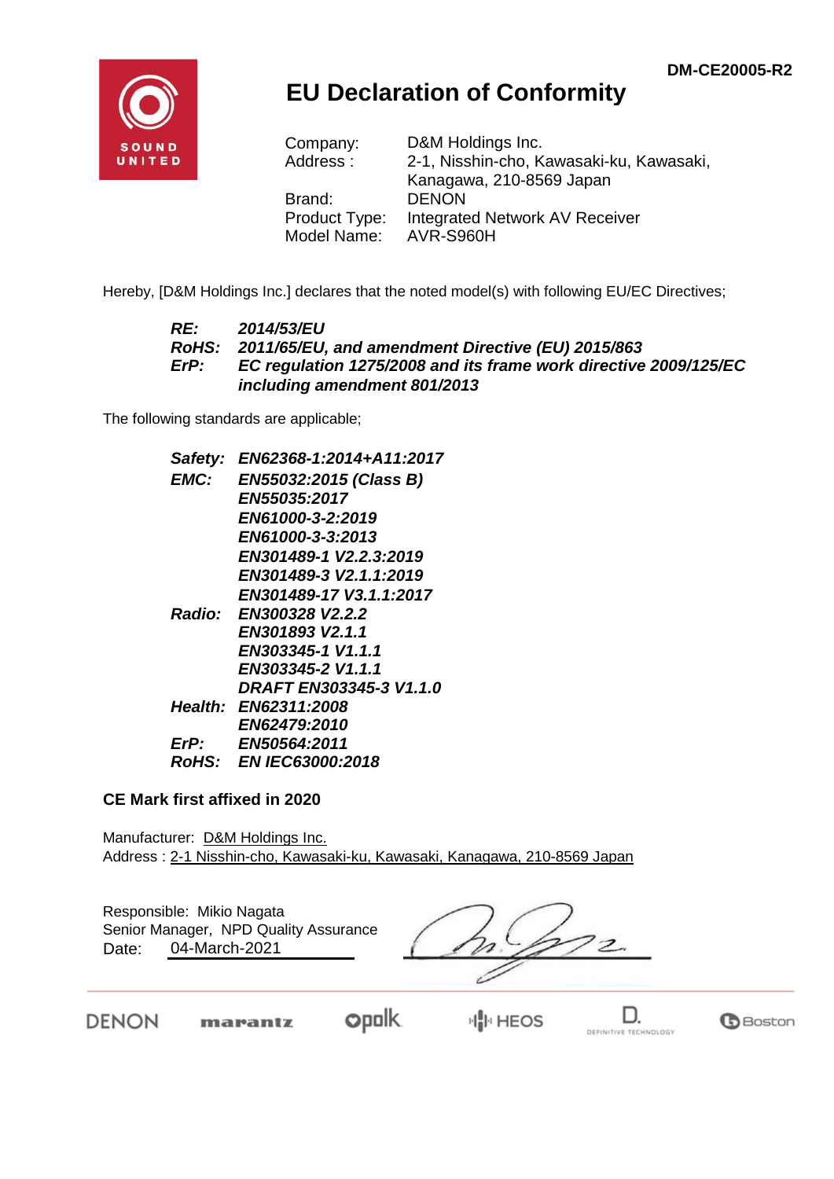DM-CE20005-R2

# EU Declaration of Conformity

| | |
|---|---|
| Company: | D&M Holdings Inc. |
| Address : | 2-1, Nisshin-cho, Kawasaki-ku, Kawasaki, Kanagawa, 210-8569 Japan |
| Brand: | DENON |
| Product Type: | Integrated Network AV Receiver |
| Model Name: | AVR-S960H |

Hereby, [D&M Holdings Inc.] declares that the noted model(s) with following EU/EC Directives;

***RE:*** ***2014/53/EU***
***RoHS:*** ***2011/65/EU, and amendment Directive (EU) 2015/863***
***ErP:*** ***EC regulation 1275/2008 and its frame work directive 2009/125/EC including amendment 801/2013***

The following standards are applicable;

***Safety:*** ***EN62368-1:2014+A11:2017***
***EMC:*** ***EN55032:2015 (Class B)***
***EN55035:2017***
***EN61000-3-2:2019***
***EN61000-3-3:2013***
***EN301489-1 V2.2.3:2019***
***EN301489-3 V2.1.1:2019***
***EN301489-17 V3.1.1:2017***
***Radio:*** ***EN300328 V2.2.2***
***EN301893 V2.1.1***
***EN303345-1 V1.1.1***
***EN303345-2 V1.1.1***
***DRAFT EN303345-3 V1.1.0***
***Health:*** ***EN62311:2008***
***EN62479:2010***
***ErP:*** ***EN50564:2011***
***RoHS:*** ***EN IEC63000:2018***

**CE Mark first affixed in 2020**

Manufacturer: D&M Holdings Inc.
Address : 2-1 Nisshin-cho, Kawasaki-ku, Kawasaki, Kanagawa, 210-8569 Japan

Responsible: Mikio Nagata
Senior Manager, NPD Quality Assurance
Date: 04-March-2021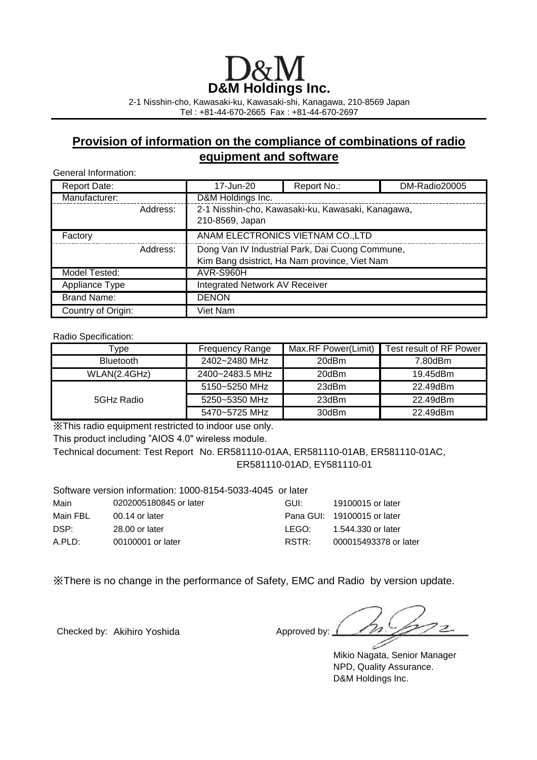# D&M Holdings Inc.

2-1 Nisshin-cho, Kawasaki-ku, Kawasaki-shi, Kanagawa, 210-8569 Japan
Tel : +81-44-670-2665 Fax : +81-44-670-2697

## Provision of information on the compliance of combinations of radio equipment and software

General Information:

| | | | |
|---|---|---|---|
| Report Date: | 17-Jun-20 | Report No.: | DM-Radio20005 |
| Manufacturer: | D&M Holdings Inc. | | |
| Address: | 2-1 Nisshin-cho, Kawasaki-ku, Kawasaki, Kanagawa, 210-8569, Japan | | |
| Factory | ANAM ELECTRONICS VIETNAM CO.,LTD | | |
| Address: | Dong Van IV Industrial Park, Dai Cuong Commune, Kim Bang dsistrict, Ha Nam province, Viet Nam | | |
| Model Tested: | AVR-S960H | | |
| Appliance Type | Integrated Network AV Receiver | | |
| Brand Name: | DENON | | |
| Country of Origin: | Viet Nam | | |

Radio Specification:

| Type | Frequency Range | Max.RF Power(Limit) | Test result of RF Power |
|---|---|---|---|
| Bluetooth | 2402~2480 MHz | 20dBm | 7.80dBm |
| WLAN(2.4GHz) | 2400~2483.5 MHz | 20dBm | 19.45dBm |
| 5GHz Radio | 5150~5250 MHz | 23dBm | 22.49dBm |
| | 5250~5350 MHz | 23dBm | 22.49dBm |
| | 5470~5725 MHz | 30dBm | 22.49dBm |

※This radio equipment restricted to indoor use only.

This product including "AIOS 4.0" wireless module.

Technical document: Test Report No. ER581110-01AA, ER581110-01AB, ER581110-01AC, ER581110-01AD, EY581110-01

Software version information: 1000-8154-5033-4045 or later

| | | | |
|---|---|---|---|
| Main | 0202005180845 or later | GUI: | 19100015 or later |
| Main FBL | 00.14 or later | Pana GUI: | 19100015 or later |
| DSP: | 28.00 or later | LEGO: | 1.544.330 or later |
| A.PLD: | 00100001 or later | RSTR: | 000015493378 or later |

※There is no change in the performance of Safety, EMC and Radio by version update.

Checked by: Akihiro Yoshida

Approved by:

Mikio Nagata, Senior Manager
NPD, Quality Assurance.
D&M Holdings Inc.